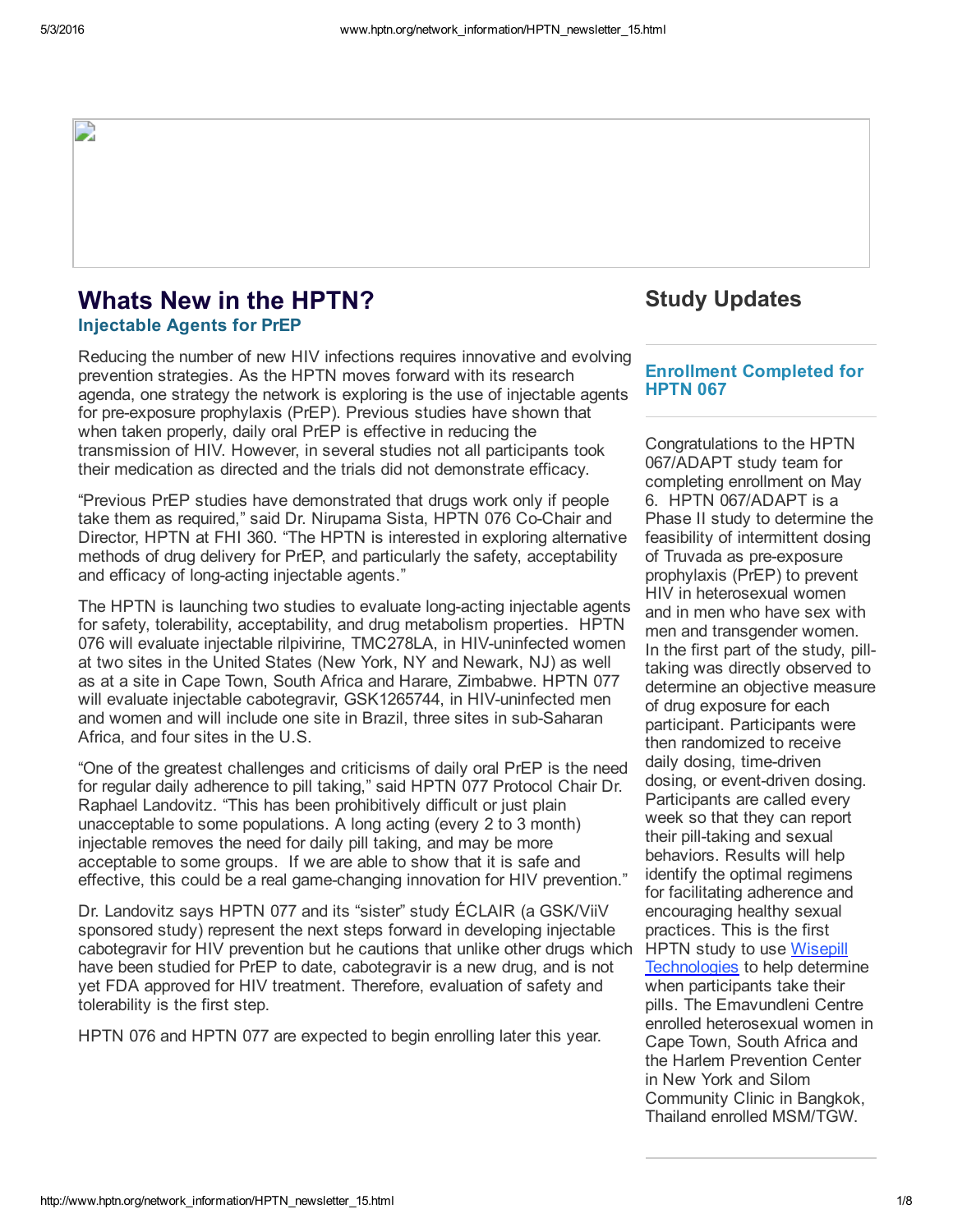# Whats New in the HPTN?

## Injectable Agents for PrEP

Reducing the number of new HIV infections requires innovative and evolving prevention strategies. As the HPTN moves forward with its research agenda, one strategy the network is exploring is the use of injectable agents for pre-exposure prophylaxis (PrEP). Previous studies have shown that when taken properly, daily oral PrEP is effective in reducing the transmission of HIV. However, in several studies not all participants took their medication as directed and the trials did not demonstrate efficacy.

"Previous PrEP studies have demonstrated that drugs work only if people take them as required," said Dr. Nirupama Sista, HPTN 076 Co-Chair and Director, HPTN at FHI 360. "The HPTN is interested in exploring alternative methods of drug delivery for PrEP, and particularly the safety, acceptability and efficacy of long-acting injectable agents."

The HPTN is launching two studies to evaluate long-acting injectable agents for safety, tolerability, acceptability, and drug metabolism properties. HPTN 076 will evaluate injectable rilpivirine, TMC278LA, in HIV-uninfected women at two sites in the United States (New York, NY and Newark, NJ) as well as at a site in Cape Town, South Africa and Harare, Zimbabwe. HPTN 077 will evaluate injectable cabotegravir, GSK1265744, in HIV-uninfected men and women and will include one site in Brazil, three sites in sub-Saharan Africa, and four sites in the U.S.

"One of the greatest challenges and criticisms of daily oral PrEP is the need for regular daily adherence to pill taking," said HPTN 077 Protocol Chair Dr. Raphael Landovitz. "This has been prohibitively difficult or just plain unacceptable to some populations. A long acting (every 2 to 3 month) injectable removes the need for daily pill taking, and may be more acceptable to some groups. If we are able to show that it is safe and effective, this could be a real game-changing innovation for HIV prevention."

Dr. Landovitz says HPTN 077 and its "sister" study ÉCLAIR (a GSK/ViiV sponsored study) represent the next steps forward in developing injectable cabotegravir for HIV prevention but he cautions that unlike other drugs which have been studied for PrEP to date, cabotegravir is a new drug, and is not yet FDA approved for HIV treatment. Therefore, evaluation of safety and tolerability is the first step.

HPTN 076 and HPTN 077 are expected to begin enrolling later this year.

# Study Updates

## Enrollment Completed for HPTN 067

Congratulations to the HPTN 067/ADAPT study team for completing enrollment on May 6. HPTN 067/ADAPT is a Phase II study to determine the feasibility of intermittent dosing of Truvada as pre-exposure prophylaxis (PrEP) to prevent HIV in heterosexual women and in men who have sex with men and transgender women. In the first part of the study, pill-taking was directly observed to determine an objective measure of drug exposure for each participant. Participants were then randomized to receive daily dosing, time-driven dosing, or event-driven dosing. Participants are called every week so that they can report their pill-taking and sexual behaviors. Results will help identify the optimal regimens for facilitating adherence and encouraging healthy sexual practices. This is the first HPTN study to use [Wisepill Technologies] to help determine when participants take their pills. The Emavundleni Centre enrolled heterosexual women in Cape Town, South Africa and the Harlem Prevention Center in New York and Silom Community Clinic in Bangkok, Thailand enrolled MSM/TGW.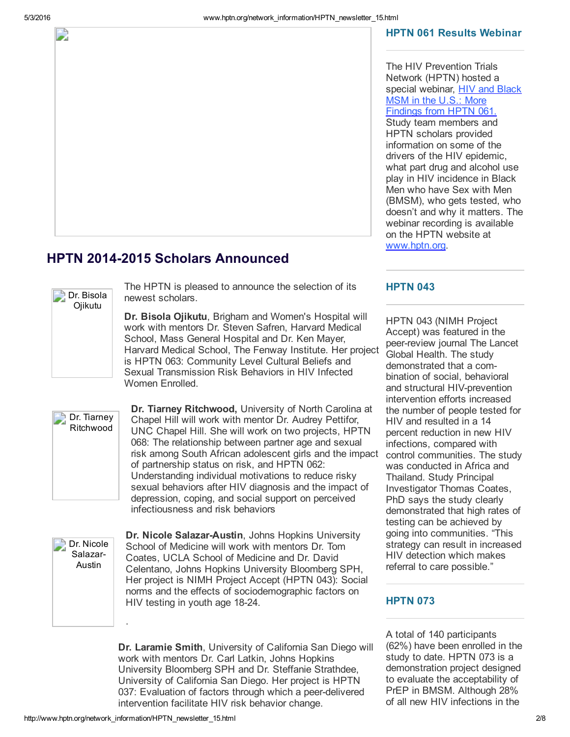## HPTN 2014-2015 Scholars Announced

The HPTN is pleased to announce the selection of its newest scholars.

Dr. Bisola Ojikutu

**Dr. Bisola Ojikutu**, Brigham and Women's Hospital will work with mentors Dr. Steven Safren, Harvard Medical School, Mass General Hospital and Dr. Ken Mayer, Harvard Medical School, The Fenway Institute. Her project is HPTN 063: Community Level Cultural Beliefs and Sexual Transmission Risk Behaviors in HIV Infected Women Enrolled.

Dr. Tiarney Ritchwood

**Dr. Tiarney Ritchwood,** University of North Carolina at Chapel Hill will work with mentor Dr. Audrey Pettifor, UNC Chapel Hill. She will work on two projects, HPTN 068: The relationship between partner age and sexual risk among South African adolescent girls and the impact of partnership status on risk, and HPTN 062: Understanding individual motivations to reduce risky sexual behaviors after HIV diagnosis and the impact of depression, coping, and social support on perceived infectiousness and risk behaviors

Dr. Nicole Salazar-Austin

**Dr. Nicole Salazar-Austin**, Johns Hopkins University School of Medicine will work with mentors Dr. Tom Coates, UCLA School of Medicine and Dr. David Celentano, Johns Hopkins University Bloomberg SPH, Her project is NIMH Project Accept (HPTN 043): Social norms and the effects of sociodemographic factors on HIV testing in youth age 18-24.

.

**Dr. Laramie Smith**, University of California San Diego will work with mentors Dr. Carl Latkin, Johns Hopkins University Bloomberg SPH and Dr. Steffanie Strathdee, University of California San Diego. Her project is HPTN 037: Evaluation of factors through which a peer-delivered intervention facilitate HIV risk behavior change.

## HPTN 061 Results Webinar

The HIV Prevention Trials Network (HPTN) hosted a special webinar, [HIV and Black MSM in the U.S.: More Findings from HPTN 061.](#) Study team members and HPTN scholars provided information on some of the drivers of the HIV epidemic, what part drug and alcohol use play in HIV incidence in Black Men who have Sex with Men (BMSM), who gets tested, who doesn't and why it matters. The webinar recording is available on the HPTN website at [www.hptn.org](http://www.hptn.org).

## HPTN 043

HPTN 043 (NIMH Project Accept) was featured in the peer-review journal The Lancet Global Health. The study demonstrated that a com-bination of social, behavioral and structural HIV-prevention intervention efforts increased the number of people tested for HIV and resulted in a 14 percent reduction in new HIV infections, compared with control communities. The study was conducted in Africa and Thailand. Study Principal Investigator Thomas Coates, PhD says the study clearly demonstrated that high rates of testing can be achieved by going into communities. "This strategy can result in increased HIV detection which makes referral to care possible."

## HPTN 073

A total of 140 participants (62%) have been enrolled in the study to date. HPTN 073 is a demonstration project designed to evaluate the acceptability of PrEP in BMSM. Although 28% of all new HIV infections in the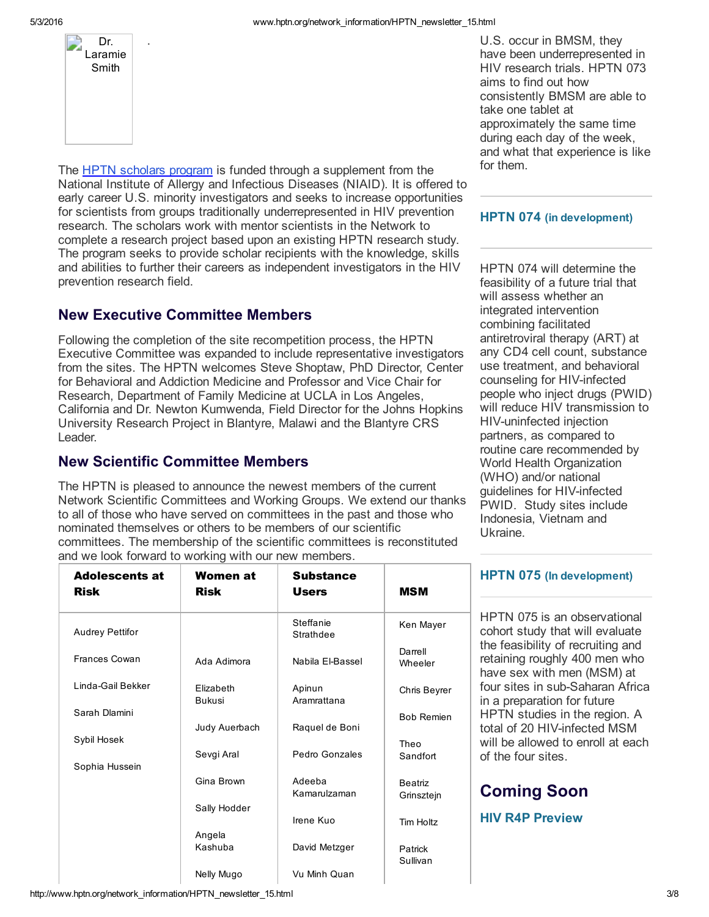Dr. Laramie Smith

The [HPTN scholars program](#) is funded through a supplement from the National Institute of Allergy and Infectious Diseases (NIAID). It is offered to early career U.S. minority investigators and seeks to increase opportunities for scientists from groups traditionally underrepresented in HIV prevention research. The scholars work with mentor scientists in the Network to complete a research project based upon an existing HPTN research study. The program seeks to provide scholar recipients with the knowledge, skills and abilities to further their careers as independent investigators in the HIV prevention research field.

## New Executive Committee Members

Following the completion of the site recompetition process, the HPTN Executive Committee was expanded to include representative investigators from the sites. The HPTN welcomes Steve Shoptaw, PhD Director, Center for Behavioral and Addiction Medicine and Professor and Vice Chair for Research, Department of Family Medicine at UCLA in Los Angeles, California and Dr. Newton Kumwenda, Field Director for the Johns Hopkins University Research Project in Blantyre, Malawi and the Blantyre CRS Leader.

## New Scientific Committee Members

The HPTN is pleased to announce the newest members of the current Network Scientific Committees and Working Groups. We extend our thanks to all of those who have served on committees in the past and those who nominated themselves or others to be members of our scientific committees. The membership of the scientific committees is reconstituted and we look forward to working with our new members.

| Adolescents at Risk | Women at Risk | Substance Users | MSM |
|---|---|---|---|
| Audrey Pettifor | Ada Adimora | Steffanie Strathdee | Ken Mayer |
| Frances Cowan | Elizabeth Bukusi | Nabila El-Bassel | Darrell Wheeler |
| Linda-Gail Bekker | Judy Auerbach | Apinun Aramrattana | Chris Beyrer |
| Sarah Dlamini | Sevgi Aral | Raquel de Boni | Bob Remien |
| Sybil Hosek | Gina Brown | Pedro Gonzales | Theo Sandfort |
| Sophia Hussein | Sally Hodder | Adeeba Kamarulzaman | Beatriz Grinsztejn |
| | Angela Kashuba | Irene Kuo | Tim Holtz |
| | Nelly Mugo | David Metzger | Patrick Sullivan |
| | | Vu Minh Quan | |

U.S. occur in BMSM, they have been underrepresented in HIV research trials. HPTN 073 aims to find out how consistently BMSM are able to take one tablet at approximately the same time during each day of the week, and what that experience is like for them.

### HPTN 074 (in development)

HPTN 074 will determine the feasibility of a future trial that will assess whether an integrated intervention combining facilitated antiretroviral therapy (ART) at any CD4 cell count, substance use treatment, and behavioral counseling for HIV-infected people who inject drugs (PWID) will reduce HIV transmission to HIV-uninfected injection partners, as compared to routine care recommended by World Health Organization (WHO) and/or national guidelines for HIV-infected PWID. Study sites include Indonesia, Vietnam and Ukraine.

### HPTN 075 (In development)

HPTN 075 is an observational cohort study that will evaluate the feasibility of recruiting and retaining roughly 400 men who have sex with men (MSM) at four sites in sub-Saharan Africa in a preparation for future HPTN studies in the region. A total of 20 HIV-infected MSM will be allowed to enroll at each of the four sites.

## Coming Soon

### HIV R4P Preview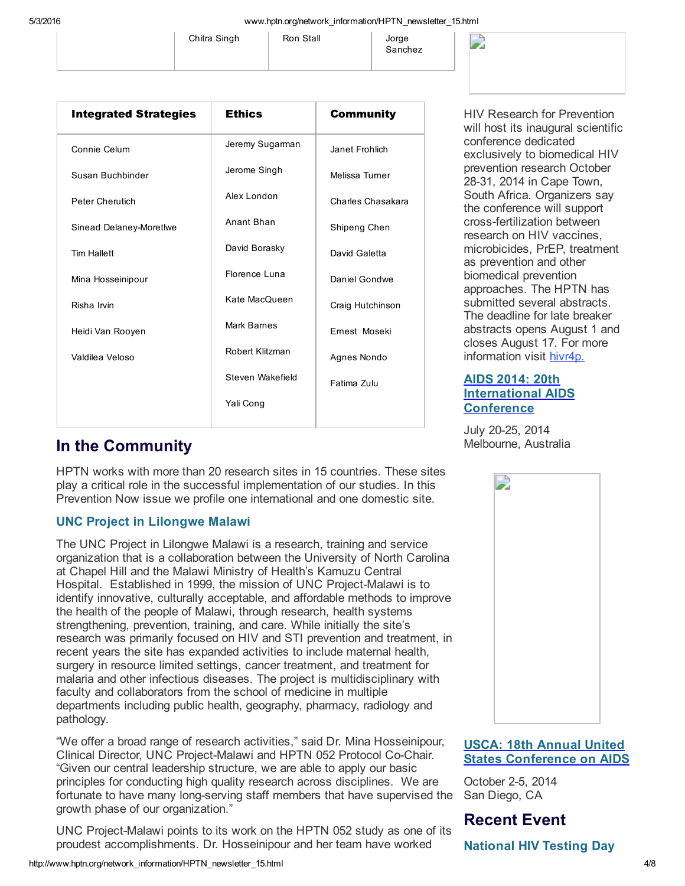| | Chitra Singh | Ron Stall | Jorge Sanchez |
|---|---|---|---|

| **Integrated Strategies** | **Ethics** | **Community** |
|---|---|---|
| Connie Celum | Jeremy Sugarman | Janet Frohlich |
| Susan Buchbinder | Jerome Singh | Melissa Turner |
| Peter Cherutich | Alex London | Charles Chasakara |
| Sinead Delaney-Moretlwe | Anant Bhan | Shipeng Chen |
| Tim Hallett | David Borasky | David Galetta |
| Mina Hosseinipour | Florence Luna | Daniel Gondwe |
| Risha Irvin | Kate MacQueen | Craig Hutchinson |
| Heidi Van Rooyen | Mark Barnes | Ernest Moseki |
| Valdilea Veloso | Robert Klitzman | Agnes Nondo |
| | Steven Wakefield | Fatima Zulu |
| | Yali Cong | |

## In the Community

HPTN works with more than 20 research sites in 15 countries. These sites play a critical role in the successful implementation of our studies. In this Prevention Now issue we profile one international and one domestic site.

### UNC Project in Lilongwe Malawi

The UNC Project in Lilongwe Malawi is a research, training and service organization that is a collaboration between the University of North Carolina at Chapel Hill and the Malawi Ministry of Health's Kamuzu Central Hospital. Established in 1999, the mission of UNC Project-Malawi is to identify innovative, culturally acceptable, and affordable methods to improve the health of the people of Malawi, through research, health systems strengthening, prevention, training, and care. While initially the site's research was primarily focused on HIV and STI prevention and treatment, in recent years the site has expanded activities to include maternal health, surgery in resource limited settings, cancer treatment, and treatment for malaria and other infectious diseases. The project is multidisciplinary with faculty and collaborators from the school of medicine in multiple departments including public health, geography, pharmacy, radiology and pathology.

"We offer a broad range of research activities," said Dr. Mina Hosseinipour, Clinical Director, UNC Project-Malawi and HPTN 052 Protocol Co-Chair. "Given our central leadership structure, we are able to apply our basic principles for conducting high quality research across disciplines. We are fortunate to have many long-serving staff members that have supervised the growth phase of our organization."

UNC Project-Malawi points to its work on the HPTN 052 study as one of its proudest accomplishments. Dr. Hosseinipour and her team have worked

HIV Research for Prevention will host its inaugural scientific conference dedicated exclusively to biomedical HIV prevention research October 28-31, 2014 in Cape Town, South Africa. Organizers say the conference will support cross-fertilization between research on HIV vaccines, microbicides, PrEP, treatment as prevention and other biomedical prevention approaches. The HPTN has submitted several abstracts. The deadline for late breaker abstracts opens August 1 and closes August 17. For more information visit hivr4p.

**AIDS 2014: 20th International AIDS Conference**

July 20-25, 2014
Melbourne, Australia

**USCA: 18th Annual United States Conference on AIDS**

October 2-5, 2014
San Diego, CA

## Recent Event

### National HIV Testing Day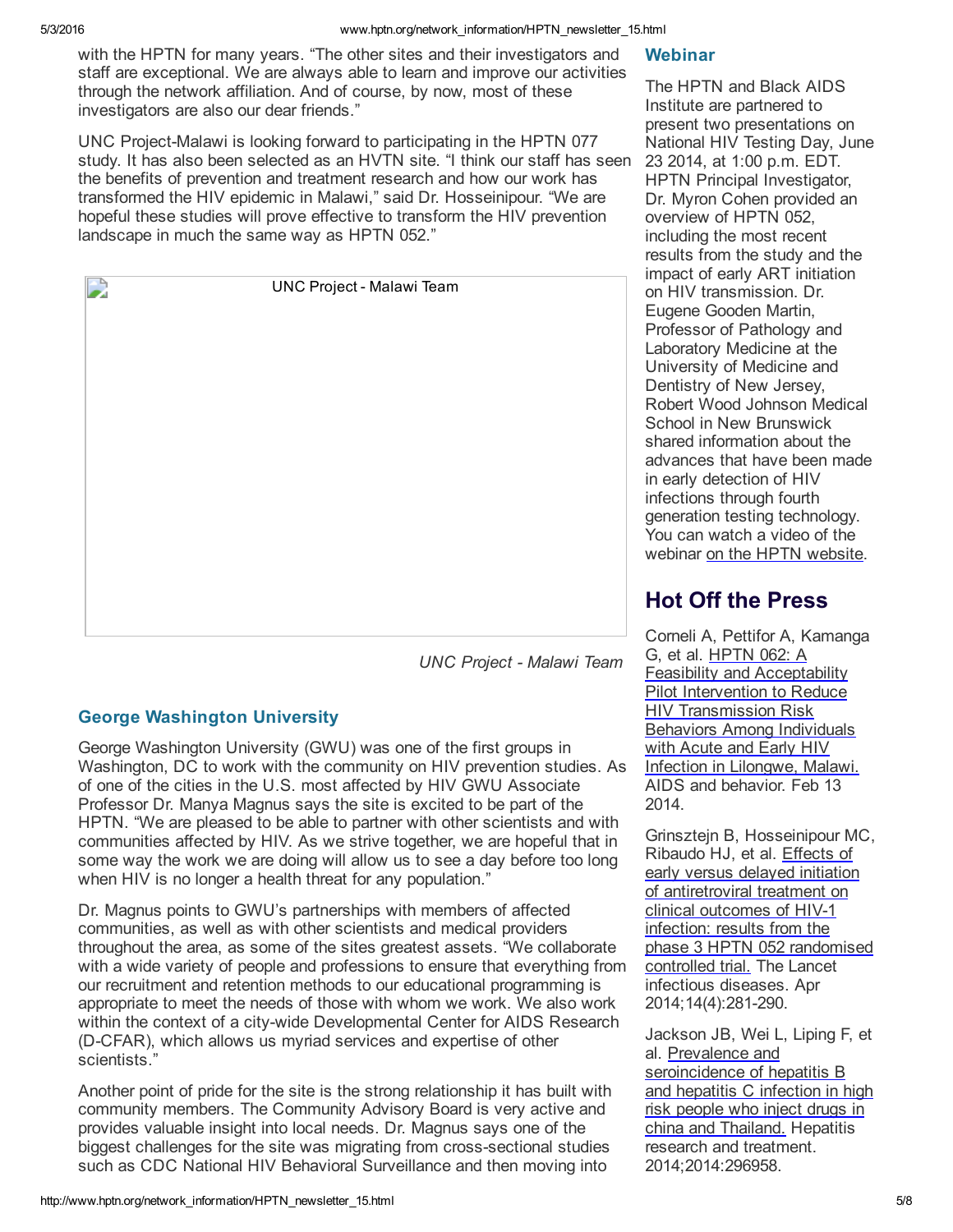with the HPTN for many years. “The other sites and their investigators and staff are exceptional. We are always able to learn and improve our activities through the network affiliation. And of course, by now, most of these investigators are also our dear friends.”

UNC Project-Malawi is looking forward to participating in the HPTN 077 study. It has also been selected as an HVTN site. “I think our staff has seen the benefits of prevention and treatment research and how our work has transformed the HIV epidemic in Malawi,” said Dr. Hosseinipour. “We are hopeful these studies will prove effective to transform the HIV prevention landscape in much the same way as HPTN 052.”

UNC Project - Malawi Team

*UNC Project - Malawi Team*

### George Washington University

George Washington University (GWU) was one of the first groups in Washington, DC to work with the community on HIV prevention studies. As of one of the cities in the U.S. most affected by HIV GWU Associate Professor Dr. Manya Magnus says the site is excited to be part of the HPTN. “We are pleased to be able to partner with other scientists and with communities affected by HIV. As we strive together, we are hopeful that in some way the work we are doing will allow us to see a day before too long when HIV is no longer a health threat for any population.”

Dr. Magnus points to GWU’s partnerships with members of affected communities, as well as with other scientists and medical providers throughout the area, as some of the sites greatest assets. “We collaborate with a wide variety of people and professions to ensure that everything from our recruitment and retention methods to our educational programming is appropriate to meet the needs of those with whom we work. We also work within the context of a city-wide Developmental Center for AIDS Research (D-CFAR), which allows us myriad services and expertise of other scientists.”

Another point of pride for the site is the strong relationship it has built with community members. The Community Advisory Board is very active and provides valuable insight into local needs. Dr. Magnus says one of the biggest challenges for the site was migrating from cross-sectional studies such as CDC National HIV Behavioral Surveillance and then moving into

### Webinar

The HPTN and Black AIDS Institute are partnered to present two presentations on National HIV Testing Day, June 23 2014, at 1:00 p.m. EDT. HPTN Principal Investigator, Dr. Myron Cohen provided an overview of HPTN 052, including the most recent results from the study and the impact of early ART initiation on HIV transmission. Dr. Eugene Gooden Martin, Professor of Pathology and Laboratory Medicine at the University of Medicine and Dentistry of New Jersey, Robert Wood Johnson Medical School in New Brunswick shared information about the advances that have been made in early detection of HIV infections through fourth generation testing technology. You can watch a video of the webinar on the HPTN website.

## Hot Off the Press

Corneli A, Pettifor A, Kamanga G, et al. HPTN 062: A Feasibility and Acceptability Pilot Intervention to Reduce HIV Transmission Risk Behaviors Among Individuals with Acute and Early HIV Infection in Lilongwe, Malawi. AIDS and behavior. Feb 13 2014.

Grinsztejn B, Hosseinipour MC, Ribaudo HJ, et al. Effects of early versus delayed initiation of antiretroviral treatment on clinical outcomes of HIV-1 infection: results from the phase 3 HPTN 052 randomised controlled trial. The Lancet infectious diseases. Apr 2014;14(4):281-290.

Jackson JB, Wei L, Liping F, et al. Prevalence and seroincidence of hepatitis B and hepatitis C infection in high risk people who inject drugs in china and Thailand. Hepatitis research and treatment. 2014;2014:296958.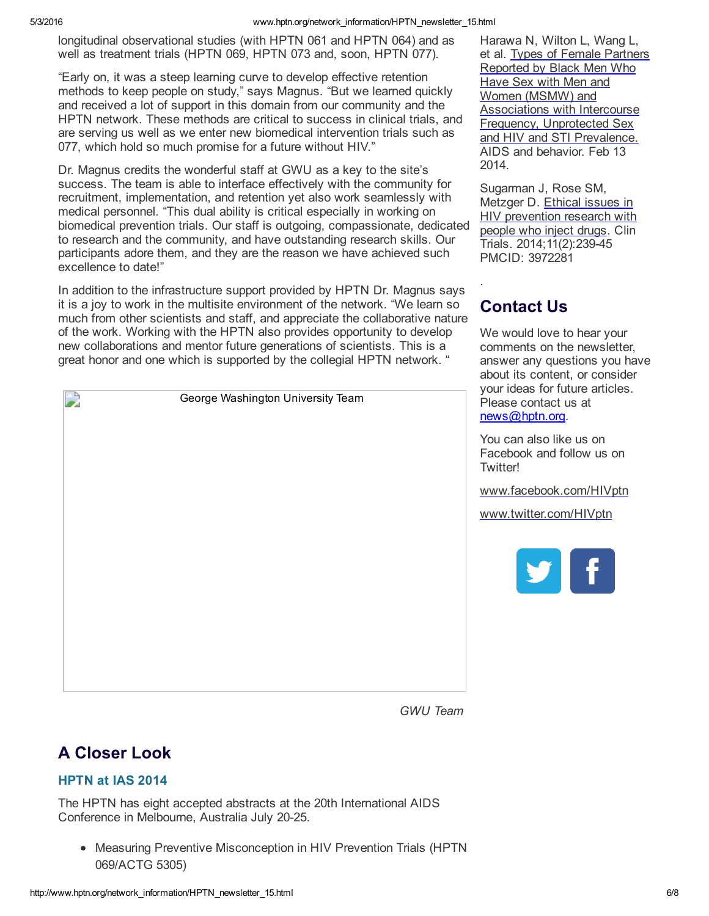longitudinal observational studies (with HPTN 061 and HPTN 064) and as well as treatment trials (HPTN 069, HPTN 073 and, soon, HPTN 077).

"Early on, it was a steep learning curve to develop effective retention methods to keep people on study," says Magnus. "But we learned quickly and received a lot of support in this domain from our community and the HPTN network. These methods are critical to success in clinical trials, and are serving us well as we enter new biomedical intervention trials such as 077, which hold so much promise for a future without HIV."

Dr. Magnus credits the wonderful staff at GWU as a key to the site's success. The team is able to interface effectively with the community for recruitment, implementation, and retention yet also work seamlessly with medical personnel. "This dual ability is critical especially in working on biomedical prevention trials. Our staff is outgoing, compassionate, dedicated to research and the community, and have outstanding research skills. Our participants adore them, and they are the reason we have achieved such excellence to date!"

In addition to the infrastructure support provided by HPTN Dr. Magnus says it is a joy to work in the multisite environment of the network. "We learn so much from other scientists and staff, and appreciate the collaborative nature of the work. Working with the HPTN also provides opportunity to develop new collaborations and mentor future generations of scientists. This is a great honor and one which is supported by the collegial HPTN network. "

George Washington University Team

*GWU Team*

## A Closer Look

### HPTN at IAS 2014

The HPTN has eight accepted abstracts at the 20th International AIDS Conference in Melbourne, Australia July 20-25.

- Measuring Preventive Misconception in HIV Prevention Trials (HPTN 069/ACTG 5305)

Harawa N, Wilton L, Wang L, et al. Types of Female Partners Reported by Black Men Who Have Sex with Men and Women (MSMW) and Associations with Intercourse Frequency, Unprotected Sex and HIV and STI Prevalence. AIDS and behavior. Feb 13 2014.

Sugarman J, Rose SM, Metzger D. Ethical issues in HIV prevention research with people who inject drugs. Clin Trials. 2014;11(2):239-45 PMCID: 3972281

.

## Contact Us

We would love to hear your comments on the newsletter, answer any questions you have about its content, or consider your ideas for future articles. Please contact us at news@hptn.org.

You can also like us on Facebook and follow us on Twitter!

www.facebook.com/HIVptn

www.twitter.com/HIVptn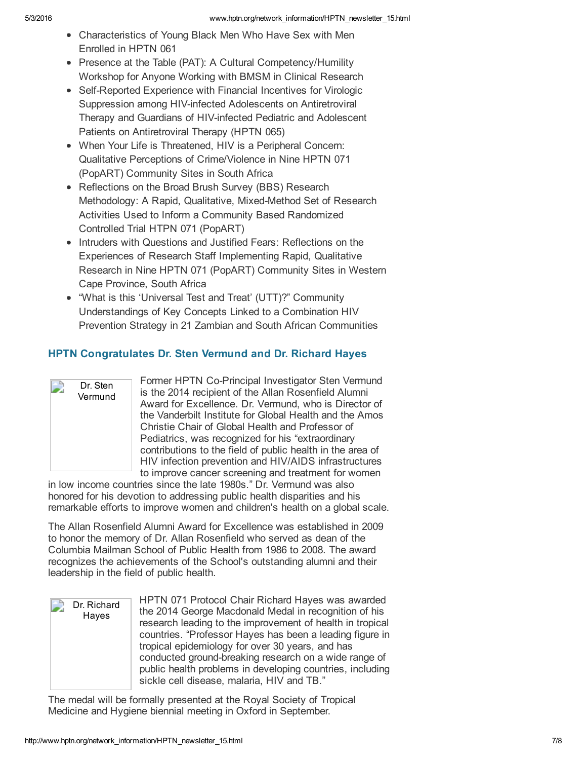- Characteristics of Young Black Men Who Have Sex with Men Enrolled in HPTN 061
- Presence at the Table (PAT): A Cultural Competency/Humility Workshop for Anyone Working with BMSM in Clinical Research
- Self-Reported Experience with Financial Incentives for Virologic Suppression among HIV-infected Adolescents on Antiretroviral Therapy and Guardians of HIV-infected Pediatric and Adolescent Patients on Antiretroviral Therapy (HPTN 065)
- When Your Life is Threatened, HIV is a Peripheral Concern: Qualitative Perceptions of Crime/Violence in Nine HPTN 071 (PopART) Community Sites in South Africa
- Reflections on the Broad Brush Survey (BBS) Research Methodology: A Rapid, Qualitative, Mixed-Method Set of Research Activities Used to Inform a Community Based Randomized Controlled Trial HTPN 071 (PopART)
- Intruders with Questions and Justified Fears: Reflections on the Experiences of Research Staff Implementing Rapid, Qualitative Research in Nine HPTN 071 (PopART) Community Sites in Western Cape Province, South Africa
- "What is this 'Universal Test and Treat' (UTT)?" Community Understandings of Key Concepts Linked to a Combination HIV Prevention Strategy in 21 Zambian and South African Communities

## HPTN Congratulates Dr. Sten Vermund and Dr. Richard Hayes

Dr. Sten Vermund

Former HPTN Co-Principal Investigator Sten Vermund is the 2014 recipient of the Allan Rosenfield Alumni Award for Excellence. Dr. Vermund, who is Director of the Vanderbilt Institute for Global Health and the Amos Christie Chair of Global Health and Professor of Pediatrics, was recognized for his "extraordinary contributions to the field of public health in the area of HIV infection prevention and HIV/AIDS infrastructures to improve cancer screening and treatment for women in low income countries since the late 1980s." Dr. Vermund was also honored for his devotion to addressing public health disparities and his remarkable efforts to improve women and children's health on a global scale.

The Allan Rosenfield Alumni Award for Excellence was established in 2009 to honor the memory of Dr. Allan Rosenfield who served as dean of the Columbia Mailman School of Public Health from 1986 to 2008. The award recognizes the achievements of the School's outstanding alumni and their leadership in the field of public health.

Dr. Richard Hayes

HPTN 071 Protocol Chair Richard Hayes was awarded the 2014 George Macdonald Medal in recognition of his research leading to the improvement of health in tropical countries. "Professor Hayes has been a leading figure in tropical epidemiology for over 30 years, and has conducted ground-breaking research on a wide range of public health problems in developing countries, including sickle cell disease, malaria, HIV and TB."

The medal will be formally presented at the Royal Society of Tropical Medicine and Hygiene biennial meeting in Oxford in September.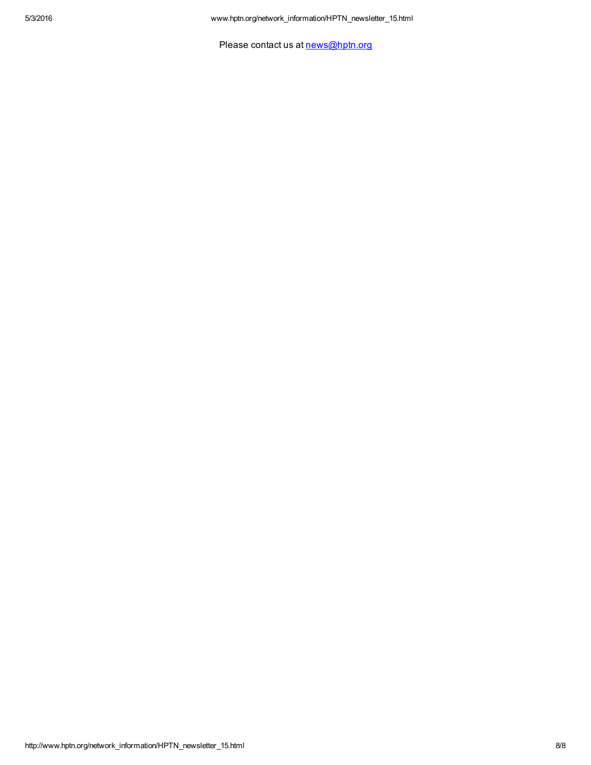Please contact us at [news@hptn.org](mailto:news@hptn.org)